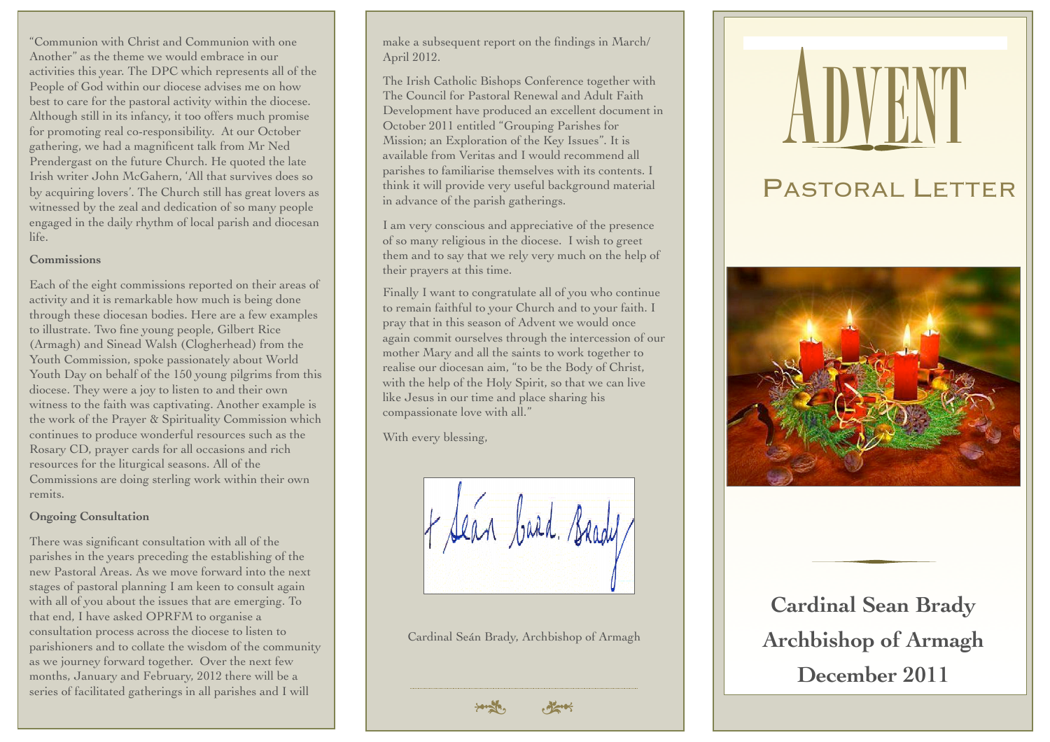"Communion with Christ and Communion with one Another" as the theme we would embrace in our activities this year. The DPC which represents all of the People of God within our diocese advises me on how best to care for the pastoral activity within the diocese. Although still in its infancy, it too offers much promise for promoting real co-responsibility. At our October gathering, we had a magnificent talk from Mr Ned Prendergast on the future Church. He quoted the late Irish writer John McGahern, 'All that survives does so by acquiring lovers'. The Church still has great lovers as witnessed by the zeal and dedication of so many people engaged in the daily rhythm of local parish and diocesan life.

**Commissions**

Each of the eight commissions reported on their areas of activity and it is remarkable how much is being done through these diocesan bodies. Here are a few examples to illustrate. Two fine young people, Gilbert Rice (Armagh) and Sinead Walsh (Clogherhead) from the Youth Commission, spoke passionately about World Youth Day on behalf of the 150 young pilgrims from this diocese. They were a joy to listen to and their own witness to the faith was captivating. Another example is the work of the Prayer & Spirituality Commission which continues to produce wonderful resources such as the Rosary CD, prayer cards for all occasions and rich resources for the liturgical seasons. All of the Commissions are doing sterling work within their own remits.

**Ongoing Consultation**

There was significant consultation with all of the parishes in the years preceding the establishing of the new Pastoral Areas. As we move forward into the next stages of pastoral planning I am keen to consult again with all of you about the issues that are emerging. To that end, I have asked OPRFM to organise a consultation process across the diocese to listen to parishioners and to collate the wisdom of the community as we journey forward together. Over the next few months, January and February, 2012 there will be a series of facilitated gatherings in all parishes and I will make a subsequent report on the findings in March/April 2012.

The Irish Catholic Bishops Conference together with The Council for Pastoral Renewal and Adult Faith Development have produced an excellent document in October 2011 entitled "Grouping Parishes for Mission; an Exploration of the Key Issues". It is available from Veritas and I would recommend all parishes to familiarise themselves with its contents. I think it will provide very useful background material in advance of the parish gatherings.

I am very conscious and appreciative of the presence of so many religious in the diocese. I wish to greet them and to say that we rely very much on the help of their prayers at this time.

Finally I want to congratulate all of you who continue to remain faithful to your Church and to your faith. I pray that in this season of Advent we would once again commit ourselves through the intercession of our mother Mary and all the saints to work together to realise our diocesan aim, "to be the Body of Christ, with the help of the Holy Spirit, so that we can live like Jesus in our time and place sharing his compassionate love with all."

With every blessing,

+ Seán Card. Brady

Cardinal Seán Brady, Archbishop of Armagh

# ADVENT

## Pastoral Letter

**Cardinal Sean Brady**

**Archbishop of Armagh**

**December 2011**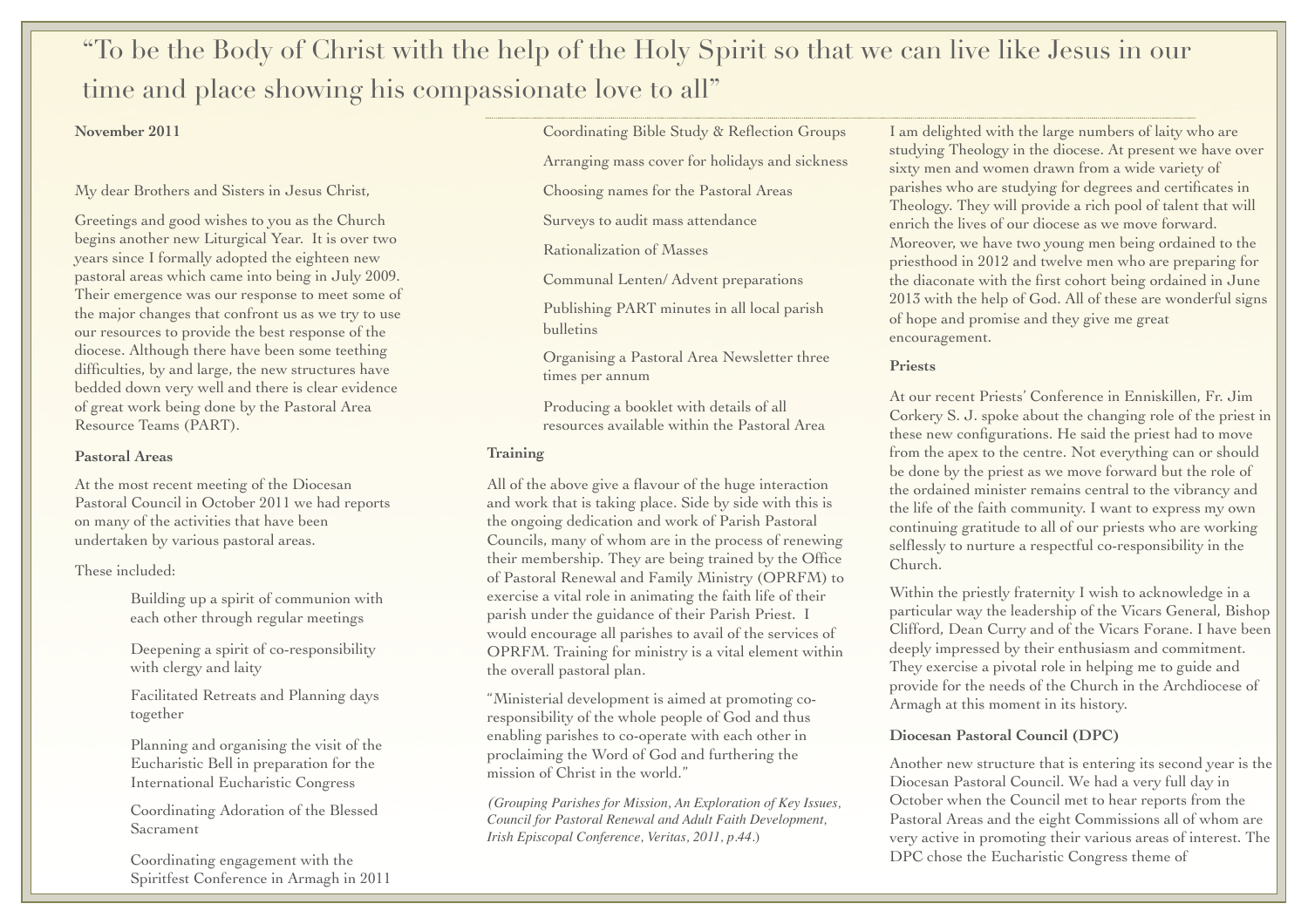# "To be the Body of Christ with the help of the Holy Spirit so that we can live like Jesus in our time and place showing his compassionate love to all"

**November 2011**

My dear Brothers and Sisters in Jesus Christ,

Greetings and good wishes to you as the Church begins another new Liturgical Year. It is over two years since I formally adopted the eighteen new pastoral areas which came into being in July 2009. Their emergence was our response to meet some of the major changes that confront us as we try to use our resources to provide the best response of the diocese. Although there have been some teething difficulties, by and large, the new structures have bedded down very well and there is clear evidence of great work being done by the Pastoral Area Resource Teams (PART).

**Pastoral Areas**

At the most recent meeting of the Diocesan Pastoral Council in October 2011 we had reports on many of the activities that have been undertaken by various pastoral areas.

These included:

- Building up a spirit of communion with each other through regular meetings
- Deepening a spirit of co-responsibility with clergy and laity
- Facilitated Retreats and Planning days together
- Planning and organising the visit of the Eucharistic Bell in preparation for the International Eucharistic Congress
- Coordinating Adoration of the Blessed Sacrament
- Coordinating engagement with the Spiritfest Conference in Armagh in 2011
- Coordinating Bible Study & Reflection Groups
- Arranging mass cover for holidays and sickness
- Choosing names for the Pastoral Areas
- Surveys to audit mass attendance
- Rationalization of Masses
- Communal Lenten/ Advent preparations
- Publishing PART minutes in all local parish bulletins
- Organising a Pastoral Area Newsletter three times per annum
- Producing a booklet with details of all resources available within the Pastoral Area

**Training**

All of the above give a flavour of the huge interaction and work that is taking place. Side by side with this is the ongoing dedication and work of Parish Pastoral Councils, many of whom are in the process of renewing their membership. They are being trained by the Office of Pastoral Renewal and Family Ministry (OPRFM) to exercise a vital role in animating the faith life of their parish under the guidance of their Parish Priest. I would encourage all parishes to avail of the services of OPRFM. Training for ministry is a vital element within the overall pastoral plan.

"Ministerial development is aimed at promoting co-responsibility of the whole people of God and thus enabling parishes to co-operate with each other in proclaiming the Word of God and furthering the mission of Christ in the world."

*(Grouping Parishes for Mission, An Exploration of Key Issues, Council for Pastoral Renewal and Adult Faith Development, Irish Episcopal Conference, Veritas, 2011, p.44.)*

I am delighted with the large numbers of laity who are studying Theology in the diocese. At present we have over sixty men and women drawn from a wide variety of parishes who are studying for degrees and certificates in Theology. They will provide a rich pool of talent that will enrich the lives of our diocese as we move forward. Moreover, we have two young men being ordained to the priesthood in 2012 and twelve men who are preparing for the diaconate with the first cohort being ordained in June 2013 with the help of God. All of these are wonderful signs of hope and promise and they give me great encouragement.

**Priests**

At our recent Priests' Conference in Enniskillen, Fr. Jim Corkery S. J. spoke about the changing role of the priest in these new configurations. He said the priest had to move from the apex to the centre. Not everything can or should be done by the priest as we move forward but the role of the ordained minister remains central to the vibrancy and the life of the faith community. I want to express my own continuing gratitude to all of our priests who are working selflessly to nurture a respectful co-responsibility in the Church.

Within the priestly fraternity I wish to acknowledge in a particular way the leadership of the Vicars General, Bishop Clifford, Dean Curry and of the Vicars Forane. I have been deeply impressed by their enthusiasm and commitment. They exercise a pivotal role in helping me to guide and provide for the needs of the Church in the Archdiocese of Armagh at this moment in its history.

**Diocesan Pastoral Council (DPC)**

Another new structure that is entering its second year is the Diocesan Pastoral Council. We had a very full day in October when the Council met to hear reports from the Pastoral Areas and the eight Commissions all of whom are very active in promoting their various areas of interest. The DPC chose the Eucharistic Congress theme of